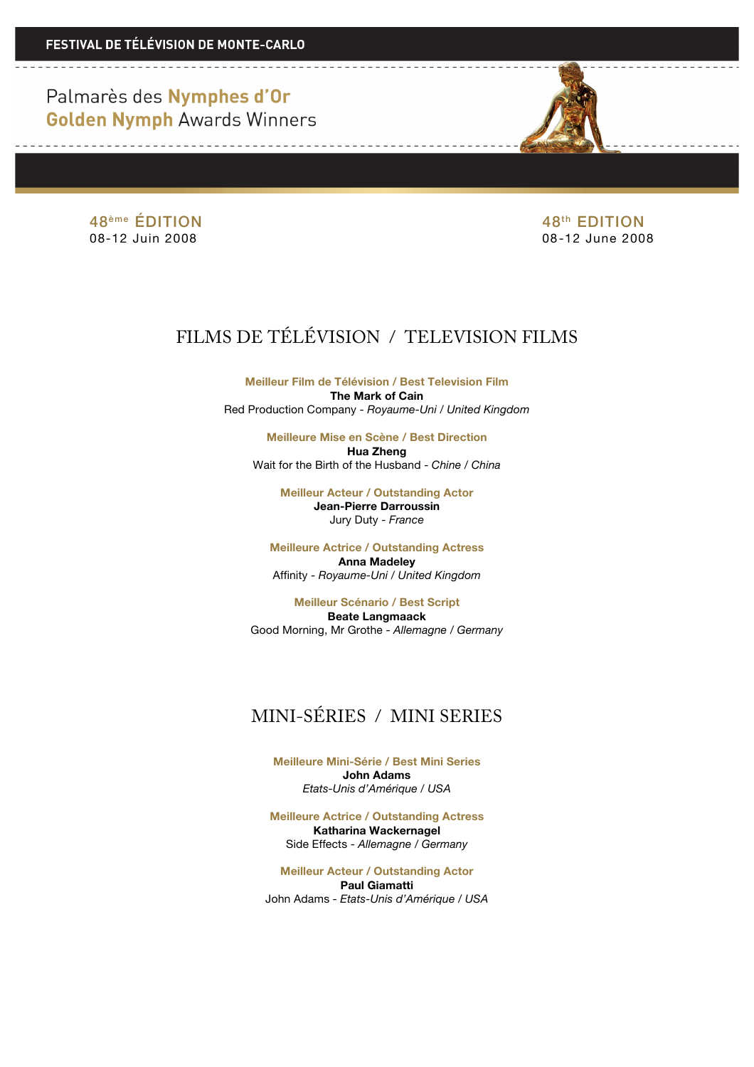FESTIVAL DE TÉLÉVISION DE MONTE-CARLO

# Palmarès des Nymphes d'Or
# Golden Nymph Awards Winners

48ème ÉDITION
08-12 Juin 2008

48th EDITION
08-12 June 2008

## FILMS DE TÉLÉVISION / TELEVISION FILMS

**Meilleur Film de Télévision / Best Television Film**
**The Mark of Cain**
Red Production Company - *Royaume-Uni / United Kingdom*

**Meilleure Mise en Scène / Best Direction**
**Hua Zheng**
Wait for the Birth of the Husband - *Chine / China*

**Meilleur Acteur / Outstanding Actor**
**Jean-Pierre Darroussin**
Jury Duty - *France*

**Meilleure Actrice / Outstanding Actress**
**Anna Madeley**
Affinity - *Royaume-Uni / United Kingdom*

**Meilleur Scénario / Best Script**
**Beate Langmaack**
Good Morning, Mr Grothe - *Allemagne / Germany*

## MINI-SÉRIES / MINI SERIES

**Meilleure Mini-Série / Best Mini Series**
**John Adams**
*Etats-Unis d'Amérique / USA*

**Meilleure Actrice / Outstanding Actress**
**Katharina Wackernagel**
Side Effects - *Allemagne / Germany*

**Meilleur Acteur / Outstanding Actor**
**Paul Giamatti**
John Adams - *Etats-Unis d'Amérique / USA*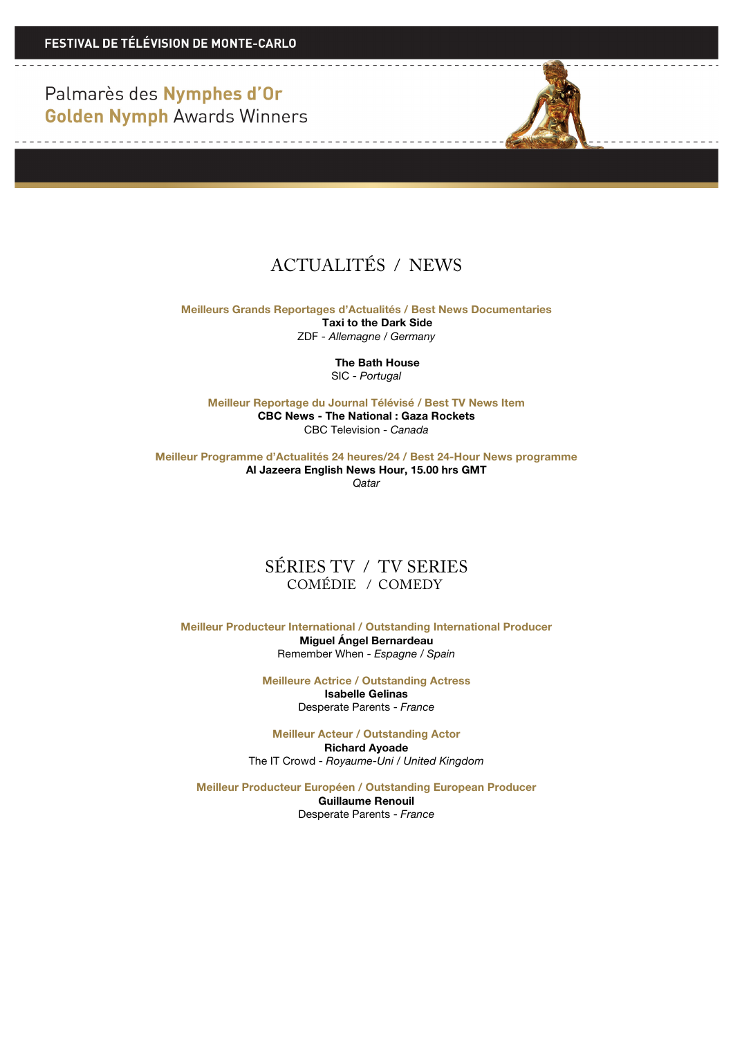# ACTUALITÉS / NEWS

**Meilleurs Grands Reportages d'Actualités / Best News Documentaries**

**Taxi to the Dark Side**
ZDF - *Allemagne / Germany*

**The Bath House**
SIC - *Portugal*

**Meilleur Reportage du Journal Télévisé / Best TV News Item**

**CBC News - The National : Gaza Rockets**
CBC Television - *Canada*

**Meilleur Programme d'Actualités 24 heures/24 / Best 24-Hour News programme**

**Al Jazeera English News Hour, 15.00 hrs GMT**
*Qatar*

# SÉRIES TV / TV SERIES

## COMÉDIE / COMEDY

**Meilleur Producteur International / Outstanding International Producer**

**Miguel Ángel Bernardeau**
Remember When - *Espagne / Spain*

**Meilleure Actrice / Outstanding Actress**

**Isabelle Gelinas**
Desperate Parents - *France*

**Meilleur Acteur / Outstanding Actor**

**Richard Ayoade**
The IT Crowd - *Royaume-Uni / United Kingdom*

**Meilleur Producteur Européen / Outstanding European Producer**

**Guillaume Renouil**
Desperate Parents - *France*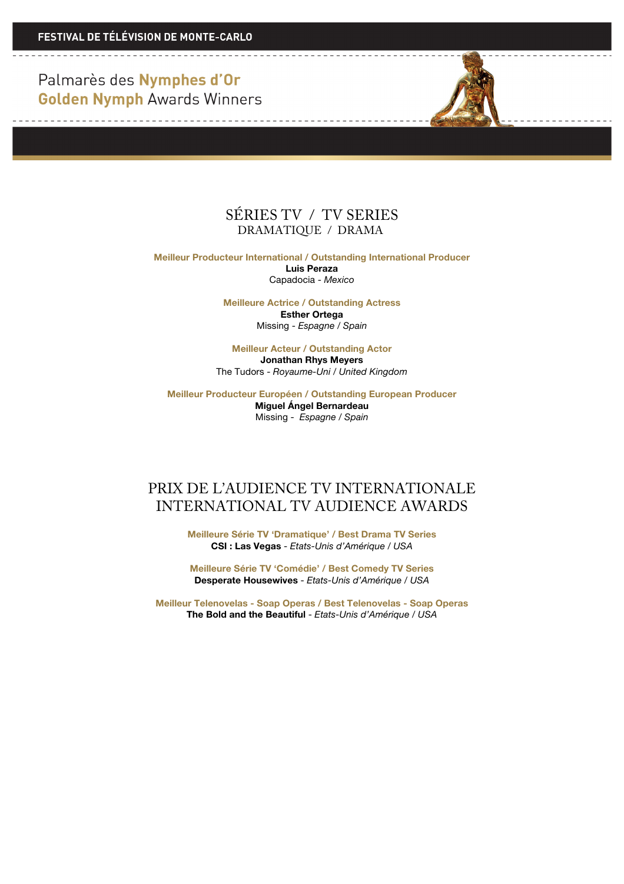FESTIVAL DE TÉLÉVISION DE MONTE-CARLO

Palmarès des **Nymphes d'Or**
**Golden Nymph** Awards Winners

## SÉRIES TV / TV SERIES
### DRAMATIQUE / DRAMA

**Meilleur Producteur International / Outstanding International Producer**
**Luis Peraza**
Capadocia - *Mexico*

**Meilleure Actrice / Outstanding Actress**
**Esther Ortega**
Missing - *Espagne / Spain*

**Meilleur Acteur / Outstanding Actor**
**Jonathan Rhys Meyers**
The Tudors - *Royaume-Uni / United Kingdom*

**Meilleur Producteur Européen / Outstanding European Producer**
**Miguel Ángel Bernardeau**
Missing - *Espagne / Spain*

## PRIX DE L'AUDIENCE TV INTERNATIONALE
## INTERNATIONAL TV AUDIENCE AWARDS

**Meilleure Série TV 'Dramatique' / Best Drama TV Series**
**CSI : Las Vegas** - *Etats-Unis d'Amérique / USA*

**Meilleure Série TV 'Comédie' / Best Comedy TV Series**
**Desperate Housewives** - *Etats-Unis d'Amérique / USA*

**Meilleur Telenovelas - Soap Operas / Best Telenovelas - Soap Operas**
**The Bold and the Beautiful** - *Etats-Unis d'Amérique / USA*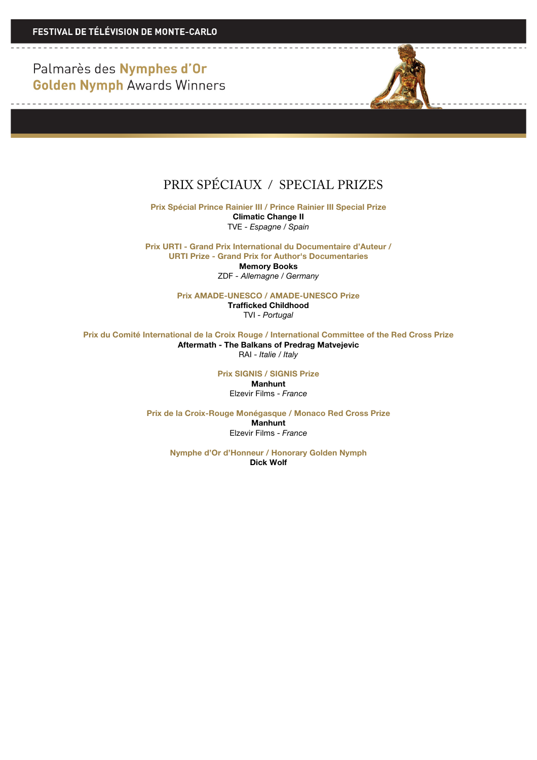FESTIVAL DE TÉLÉVISION DE MONTE-CARLO

Palmarès des **Nymphes d'Or**
**Golden Nymph** Awards Winners

# PRIX SPÉCIAUX / SPECIAL PRIZES

**Prix Spécial Prince Rainier III / Prince Rainier III Special Prize**
**Climatic Change II**
TVE - *Espagne / Spain*

**Prix URTI - Grand Prix International du Documentaire d'Auteur / URTI Prize - Grand Prix for Author's Documentaries**
**Memory Books**
ZDF - *Allemagne / Germany*

**Prix AMADE-UNESCO / AMADE-UNESCO Prize**
**Trafficked Childhood**
TVI - *Portugal*

**Prix du Comité International de la Croix Rouge / International Committee of the Red Cross Prize**
**Aftermath - The Balkans of Predrag Matvejevic**
RAI - *Italie / Italy*

**Prix SIGNIS / SIGNIS Prize**
**Manhunt**
Elzevir Films - *France*

**Prix de la Croix-Rouge Monégasque / Monaco Red Cross Prize**
**Manhunt**
Elzevir Films - *France*

**Nymphe d'Or d'Honneur / Honorary Golden Nymph**
**Dick Wolf**